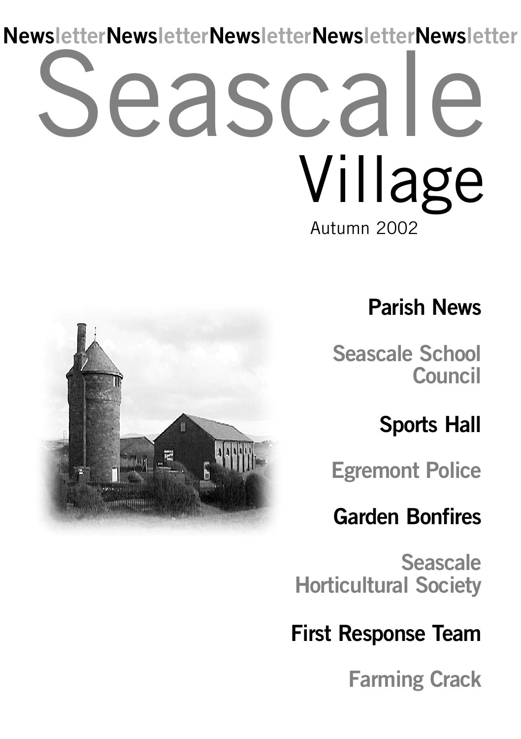NewsletterNewsletterNewsletterNewsletterNewsletter

# Seascale Village

Autumn 2002

**Parish News**

**Seascale School Council**

**Sports Hall**

**Egremont Police**

**Garden Bonfires**

**Seascale Horticultural Society**

**First Response Team**

**Farming Crack**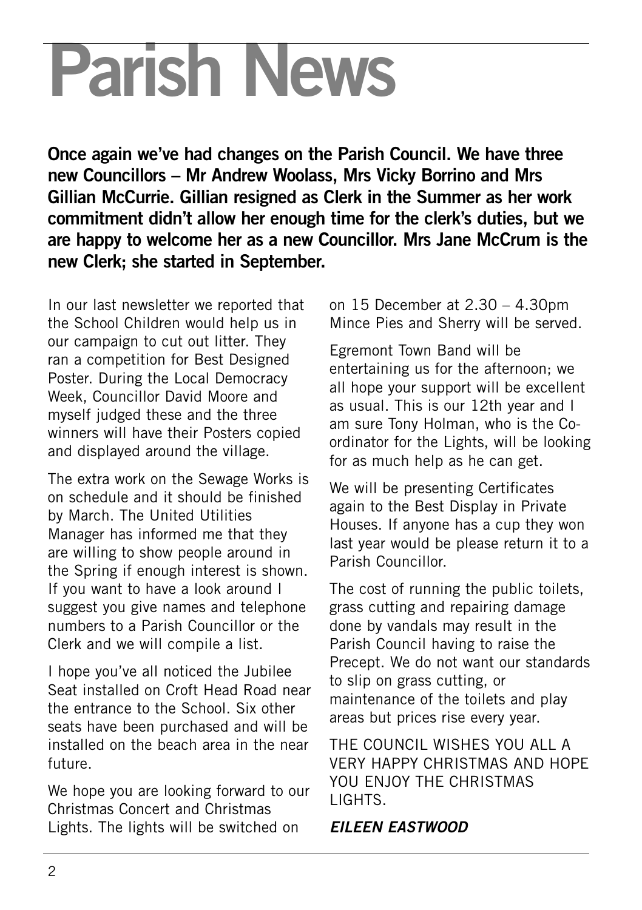# Parish News

**Once again we've had changes on the Parish Council. We have three new Councillors – Mr Andrew Woolass, Mrs Vicky Borrino and Mrs Gillian McCurrie. Gillian resigned as Clerk in the Summer as her work commitment didn't allow her enough time for the clerk's duties, but we are happy to welcome her as a new Councillor. Mrs Jane McCrum is the new Clerk; she started in September.**

In our last newsletter we reported that the School Children would help us in our campaign to cut out litter. They ran a competition for Best Designed Poster. During the Local Democracy Week, Councillor David Moore and myself judged these and the three winners will have their Posters copied and displayed around the village.

The extra work on the Sewage Works is on schedule and it should be finished by March. The United Utilities Manager has informed me that they are willing to show people around in the Spring if enough interest is shown. If you want to have a look around I suggest you give names and telephone numbers to a Parish Councillor or the Clerk and we will compile a list.

I hope you've all noticed the Jubilee Seat installed on Croft Head Road near the entrance to the School. Six other seats have been purchased and will be installed on the beach area in the near future.

We hope you are looking forward to our Christmas Concert and Christmas Lights. The lights will be switched on on 15 December at 2.30 – 4.30pm Mince Pies and Sherry will be served.

Egremont Town Band will be entertaining us for the afternoon; we all hope your support will be excellent as usual. This is our 12th year and I am sure Tony Holman, who is the Co-ordinator for the Lights, will be looking for as much help as he can get.

We will be presenting Certificates again to the Best Display in Private Houses. If anyone has a cup they won last year would be please return it to a Parish Councillor.

The cost of running the public toilets, grass cutting and repairing damage done by vandals may result in the Parish Council having to raise the Precept. We do not want our standards to slip on grass cutting, or maintenance of the toilets and play areas but prices rise every year.

THE COUNCIL WISHES YOU ALL A VERY HAPPY CHRISTMAS AND HOPE YOU ENJOY THE CHRISTMAS LIGHTS.

***EILEEN EASTWOOD***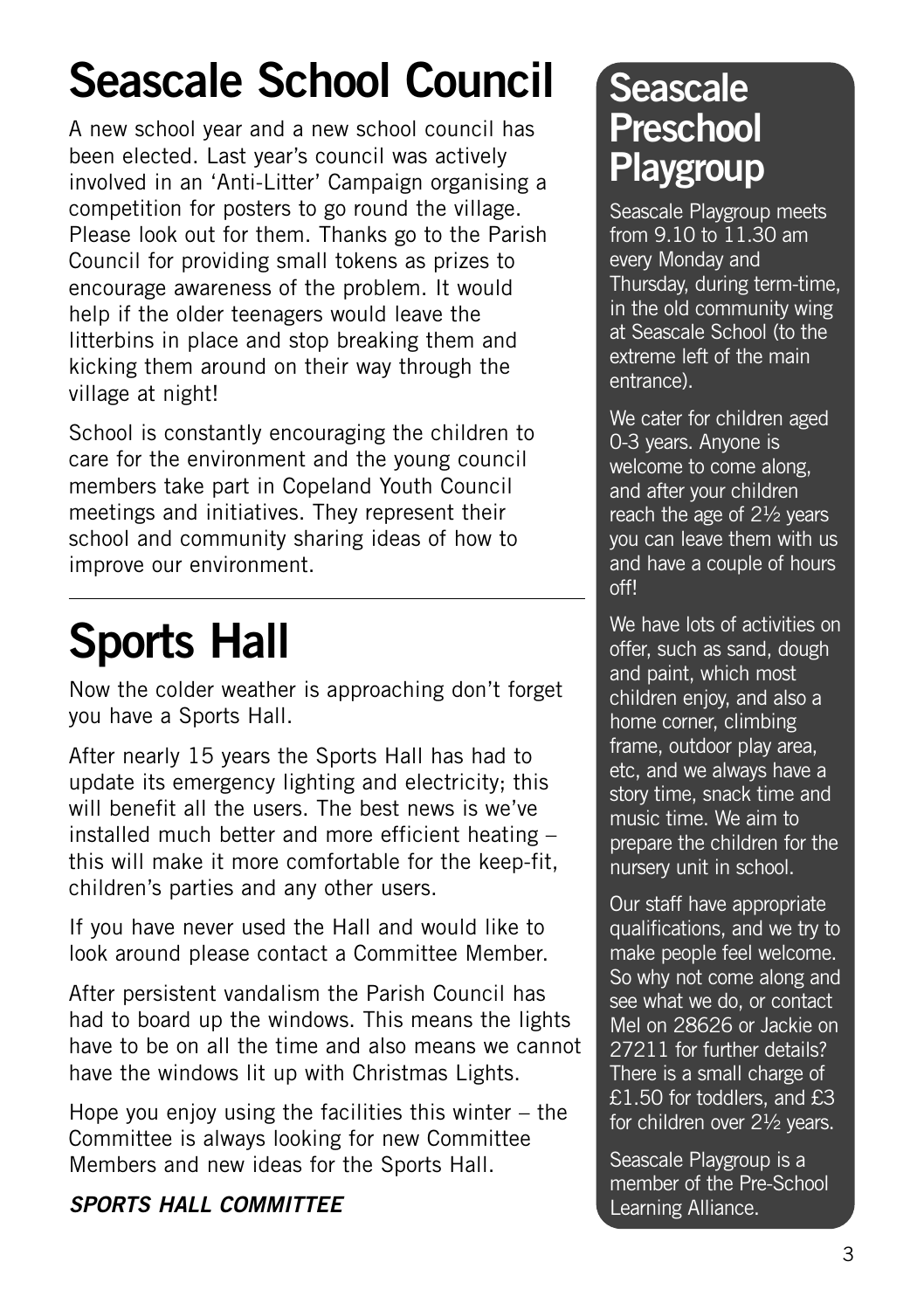# Seascale School Council

A new school year and a new school council has been elected. Last year's council was actively involved in an 'Anti-Litter' Campaign organising a competition for posters to go round the village. Please look out for them. Thanks go to the Parish Council for providing small tokens as prizes to encourage awareness of the problem. It would help if the older teenagers would leave the litterbins in place and stop breaking them and kicking them around on their way through the village at night!

School is constantly encouraging the children to care for the environment and the young council members take part in Copeland Youth Council meetings and initiatives. They represent their school and community sharing ideas of how to improve our environment.

---

# Sports Hall

Now the colder weather is approaching don't forget you have a Sports Hall.

After nearly 15 years the Sports Hall has had to update its emergency lighting and electricity; this will benefit all the users. The best news is we've installed much better and more efficient heating – this will make it more comfortable for the keep-fit, children's parties and any other users.

If you have never used the Hall and would like to look around please contact a Committee Member.

After persistent vandalism the Parish Council has had to board up the windows. This means the lights have to be on all the time and also means we cannot have the windows lit up with Christmas Lights.

Hope you enjoy using the facilities this winter – the Committee is always looking for new Committee Members and new ideas for the Sports Hall.

***SPORTS HALL COMMITTEE***

# Seascale Preschool Playgroup

Seascale Playgroup meets from 9.10 to 11.30 am every Monday and Thursday, during term-time, in the old community wing at Seascale School (to the extreme left of the main entrance).

We cater for children aged 0-3 years. Anyone is welcome to come along, and after your children reach the age of 2½ years you can leave them with us and have a couple of hours off!

We have lots of activities on offer, such as sand, dough and paint, which most children enjoy, and also a home corner, climbing frame, outdoor play area, etc, and we always have a story time, snack time and music time. We aim to prepare the children for the nursery unit in school.

Our staff have appropriate qualifications, and we try to make people feel welcome. So why not come along and see what we do, or contact Mel on 28626 or Jackie on 27211 for further details? There is a small charge of £1.50 for toddlers, and £3 for children over 2½ years.

Seascale Playgroup is a member of the Pre-School Learning Alliance.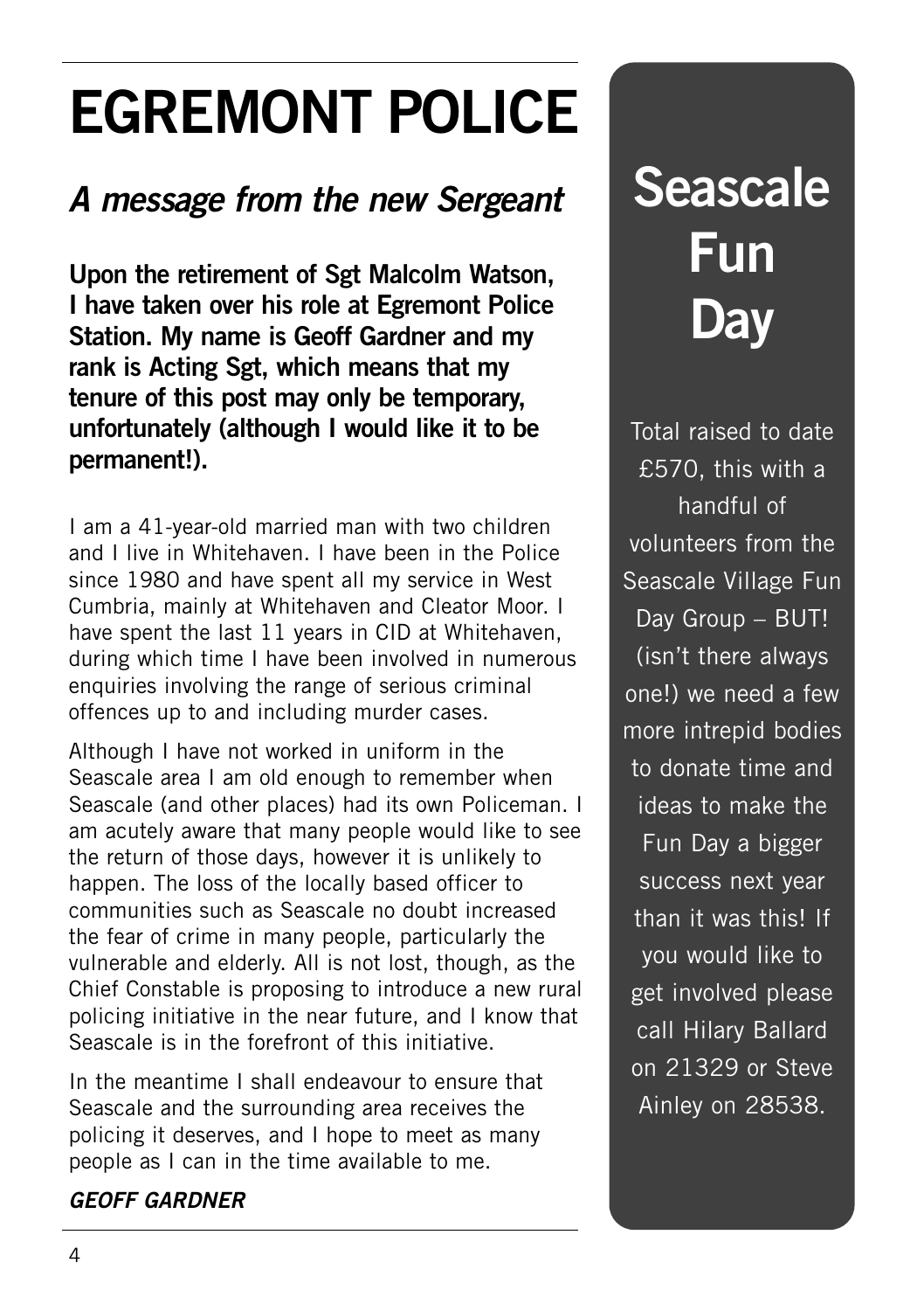# EGREMONT POLICE

## *A message from the new Sergeant*

**Upon the retirement of Sgt Malcolm Watson, I have taken over his role at Egremont Police Station. My name is Geoff Gardner and my rank is Acting Sgt, which means that my tenure of this post may only be temporary, unfortunately (although I would like it to be permanent!).**

I am a 41-year-old married man with two children and I live in Whitehaven. I have been in the Police since 1980 and have spent all my service in West Cumbria, mainly at Whitehaven and Cleator Moor. I have spent the last 11 years in CID at Whitehaven, during which time I have been involved in numerous enquiries involving the range of serious criminal offences up to and including murder cases.

Although I have not worked in uniform in the Seascale area I am old enough to remember when Seascale (and other places) had its own Policeman. I am acutely aware that many people would like to see the return of those days, however it is unlikely to happen. The loss of the locally based officer to communities such as Seascale no doubt increased the fear of crime in many people, particularly the vulnerable and elderly. All is not lost, though, as the Chief Constable is proposing to introduce a new rural policing initiative in the near future, and I know that Seascale is in the forefront of this initiative.

In the meantime I shall endeavour to ensure that Seascale and the surrounding area receives the policing it deserves, and I hope to meet as many people as I can in the time available to me.

***GEOFF GARDNER***

# Seascale Fun Day

Total raised to date £570, this with a handful of volunteers from the Seascale Village Fun Day Group – BUT! (isn't there always one!) we need a few more intrepid bodies to donate time and ideas to make the Fun Day a bigger success next year than it was this! If you would like to get involved please call Hilary Ballard on 21329 or Steve Ainley on 28538.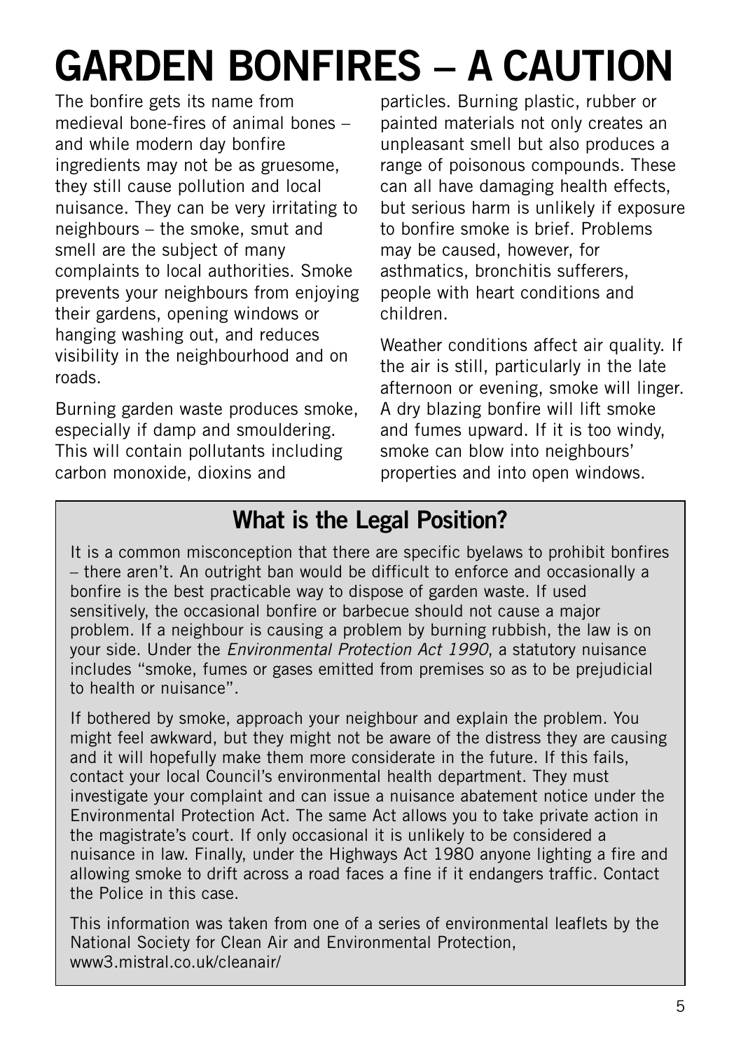# GARDEN BONFIRES – A CAUTION

The bonfire gets its name from medieval bone-fires of animal bones – and while modern day bonfire ingredients may not be as gruesome, they still cause pollution and local nuisance. They can be very irritating to neighbours – the smoke, smut and smell are the subject of many complaints to local authorities. Smoke prevents your neighbours from enjoying their gardens, opening windows or hanging washing out, and reduces visibility in the neighbourhood and on roads.

Burning garden waste produces smoke, especially if damp and smouldering. This will contain pollutants including carbon monoxide, dioxins and particles. Burning plastic, rubber or painted materials not only creates an unpleasant smell but also produces a range of poisonous compounds. These can all have damaging health effects, but serious harm is unlikely if exposure to bonfire smoke is brief. Problems may be caused, however, for asthmatics, bronchitis sufferers, people with heart conditions and children.

Weather conditions affect air quality. If the air is still, particularly in the late afternoon or evening, smoke will linger. A dry blazing bonfire will lift smoke and fumes upward. If it is too windy, smoke can blow into neighbours' properties and into open windows.

## What is the Legal Position?

It is a common misconception that there are specific byelaws to prohibit bonfires – there aren't. An outright ban would be difficult to enforce and occasionally a bonfire is the best practicable way to dispose of garden waste. If used sensitively, the occasional bonfire or barbecue should not cause a major problem. If a neighbour is causing a problem by burning rubbish, the law is on your side. Under the *Environmental Protection Act 1990*, a statutory nuisance includes "smoke, fumes or gases emitted from premises so as to be prejudicial to health or nuisance".

If bothered by smoke, approach your neighbour and explain the problem. You might feel awkward, but they might not be aware of the distress they are causing and it will hopefully make them more considerate in the future. If this fails, contact your local Council's environmental health department. They must investigate your complaint and can issue a nuisance abatement notice under the Environmental Protection Act. The same Act allows you to take private action in the magistrate's court. If only occasional it is unlikely to be considered a nuisance in law. Finally, under the Highways Act 1980 anyone lighting a fire and allowing smoke to drift across a road faces a fine if it endangers traffic. Contact the Police in this case.

This information was taken from one of a series of environmental leaflets by the National Society for Clean Air and Environmental Protection, www3.mistral.co.uk/cleanair/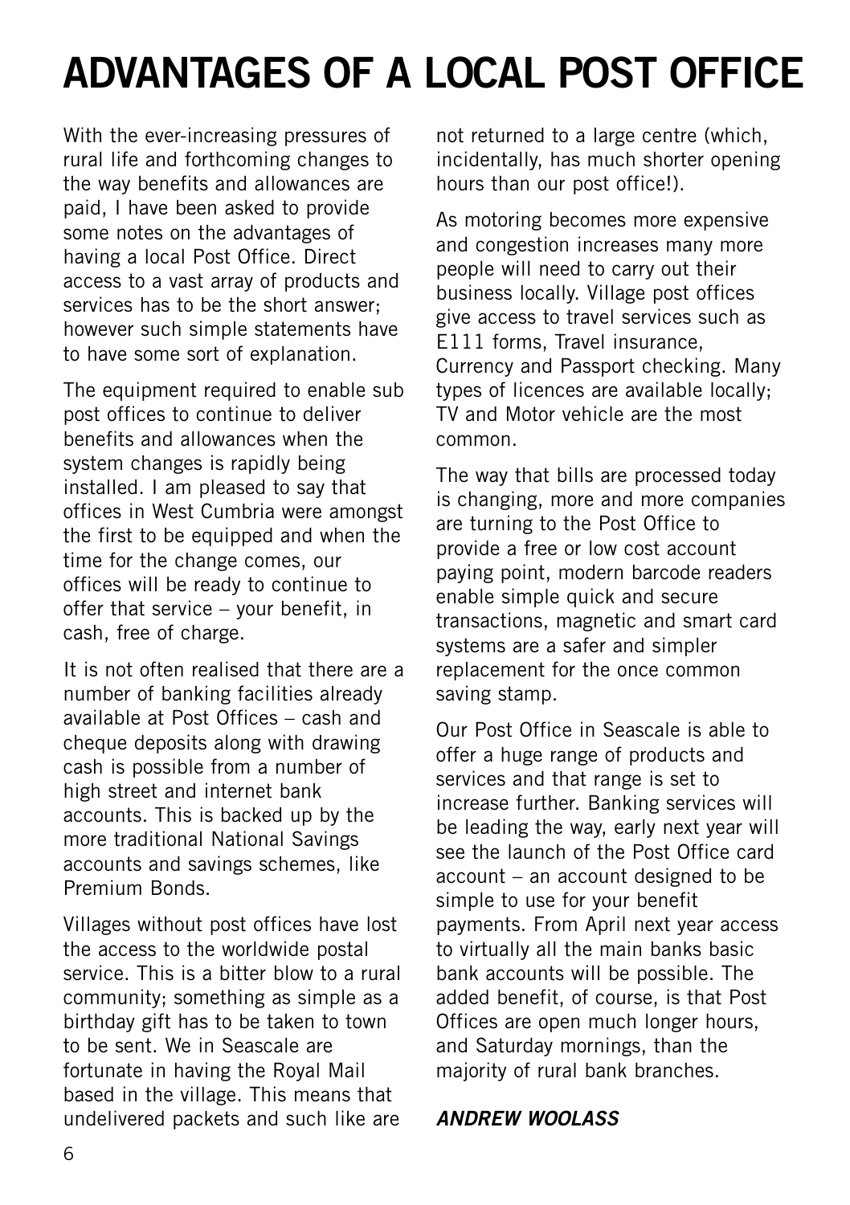# ADVANTAGES OF A LOCAL POST OFFICE

With the ever-increasing pressures of rural life and forthcoming changes to the way benefits and allowances are paid, I have been asked to provide some notes on the advantages of having a local Post Office. Direct access to a vast array of products and services has to be the short answer; however such simple statements have to have some sort of explanation.

The equipment required to enable sub post offices to continue to deliver benefits and allowances when the system changes is rapidly being installed. I am pleased to say that offices in West Cumbria were amongst the first to be equipped and when the time for the change comes, our offices will be ready to continue to offer that service – your benefit, in cash, free of charge.

It is not often realised that there are a number of banking facilities already available at Post Offices – cash and cheque deposits along with drawing cash is possible from a number of high street and internet bank accounts. This is backed up by the more traditional National Savings accounts and savings schemes, like Premium Bonds.

Villages without post offices have lost the access to the worldwide postal service. This is a bitter blow to a rural community; something as simple as a birthday gift has to be taken to town to be sent. We in Seascale are fortunate in having the Royal Mail based in the village. This means that undelivered packets and such like are not returned to a large centre (which, incidentally, has much shorter opening hours than our post office!).

As motoring becomes more expensive and congestion increases many more people will need to carry out their business locally. Village post offices give access to travel services such as E111 forms, Travel insurance, Currency and Passport checking. Many types of licences are available locally; TV and Motor vehicle are the most common.

The way that bills are processed today is changing, more and more companies are turning to the Post Office to provide a free or low cost account paying point, modern barcode readers enable simple quick and secure transactions, magnetic and smart card systems are a safer and simpler replacement for the once common saving stamp.

Our Post Office in Seascale is able to offer a huge range of products and services and that range is set to increase further. Banking services will be leading the way, early next year will see the launch of the Post Office card account – an account designed to be simple to use for your benefit payments. From April next year access to virtually all the main banks basic bank accounts will be possible. The added benefit, of course, is that Post Offices are open much longer hours, and Saturday mornings, than the majority of rural bank branches.

***ANDREW WOOLASS***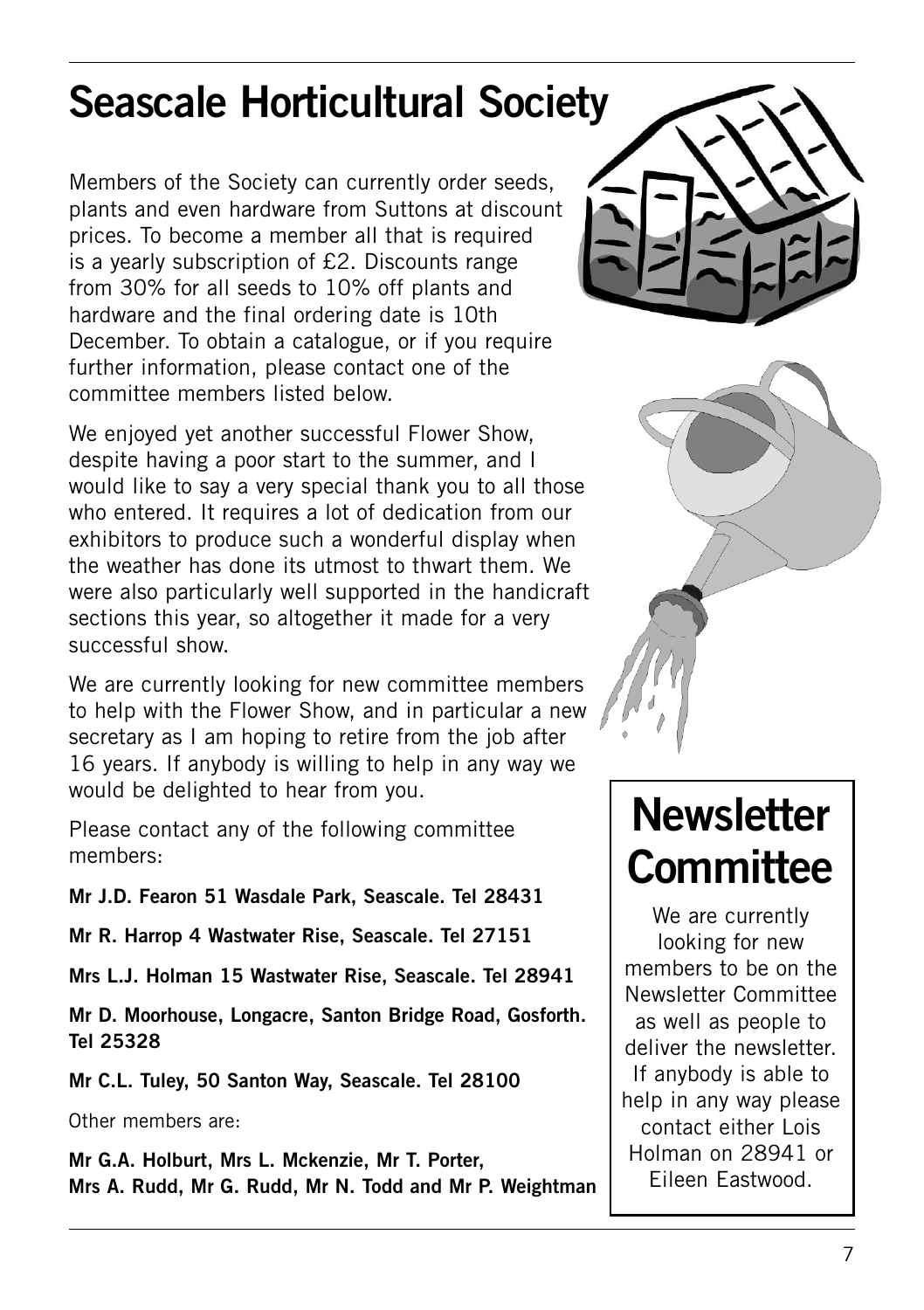# Seascale Horticultural Society

Members of the Society can currently order seeds, plants and even hardware from Suttons at discount prices. To become a member all that is required is a yearly subscription of £2. Discounts range from 30% for all seeds to 10% off plants and hardware and the final ordering date is 10th December. To obtain a catalogue, or if you require further information, please contact one of the committee members listed below.

We enjoyed yet another successful Flower Show, despite having a poor start to the summer, and I would like to say a very special thank you to all those who entered. It requires a lot of dedication from our exhibitors to produce such a wonderful display when the weather has done its utmost to thwart them. We were also particularly well supported in the handicraft sections this year, so altogether it made for a very successful show.

We are currently looking for new committee members to help with the Flower Show, and in particular a new secretary as I am hoping to retire from the job after 16 years. If anybody is willing to help in any way we would be delighted to hear from you.

Please contact any of the following committee members:

**Mr J.D. Fearon 51 Wasdale Park, Seascale. Tel 28431**

**Mr R. Harrop 4 Wastwater Rise, Seascale. Tel 27151**

**Mrs L.J. Holman 15 Wastwater Rise, Seascale. Tel 28941**

**Mr D. Moorhouse, Longacre, Santon Bridge Road, Gosforth. Tel 25328**

**Mr C.L. Tuley, 50 Santon Way, Seascale. Tel 28100**

Other members are:

**Mr G.A. Holburt, Mrs L. Mckenzie, Mr T. Porter, Mrs A. Rudd, Mr G. Rudd, Mr N. Todd and Mr P. Weightman**

# Newsletter Committee

We are currently looking for new members to be on the Newsletter Committee as well as people to deliver the newsletter. If anybody is able to help in any way please contact either Lois Holman on 28941 or Eileen Eastwood.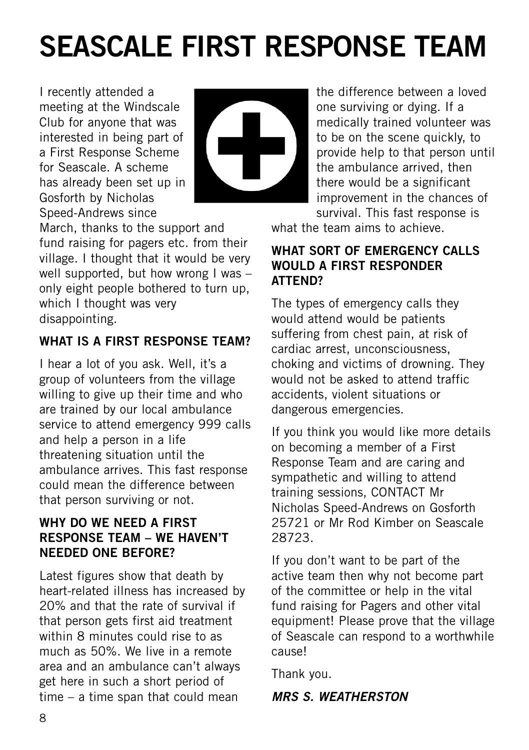# SEASCALE FIRST RESPONSE TEAM

I recently attended a meeting at the Windscale Club for anyone that was interested in being part of a First Response Scheme for Seascale. A scheme has already been set up in Gosforth by Nicholas Speed-Andrews since March, thanks to the support and fund raising for pagers etc. from their village. I thought that it would be very well supported, but how wrong I was – only eight people bothered to turn up, which I thought was very disappointing.

### WHAT IS A FIRST RESPONSE TEAM?

I hear a lot of you ask. Well, it's a group of volunteers from the village willing to give up their time and who are trained by our local ambulance service to attend emergency 999 calls and help a person in a life threatening situation until the ambulance arrives. This fast response could mean the difference between that person surviving or not.

### WHY DO WE NEED A FIRST RESPONSE TEAM – WE HAVEN'T NEEDED ONE BEFORE?

Latest figures show that death by heart-related illness has increased by 20% and that the rate of survival if that person gets first aid treatment within 8 minutes could rise to as much as 50%. We live in a remote area and an ambulance can't always get here in such a short period of time – a time span that could mean the difference between a loved one surviving or dying. If a medically trained volunteer was to be on the scene quickly, to provide help to that person until the ambulance arrived, then there would be a significant improvement in the chances of survival. This fast response is what the team aims to achieve.

### WHAT SORT OF EMERGENCY CALLS WOULD A FIRST RESPONDER ATTEND?

The types of emergency calls they would attend would be patients suffering from chest pain, at risk of cardiac arrest, unconsciousness, choking and victims of drowning. They would not be asked to attend traffic accidents, violent situations or dangerous emergencies.

If you think you would like more details on becoming a member of a First Response Team and are caring and sympathetic and willing to attend training sessions, CONTACT Mr Nicholas Speed-Andrews on Gosforth 25721 or Mr Rod Kimber on Seascale 28723.

If you don't want to be part of the active team then why not become part of the committee or help in the vital fund raising for Pagers and other vital equipment! Please prove that the village of Seascale can respond to a worthwhile cause!

Thank you.

***MRS S. WEATHERSTON***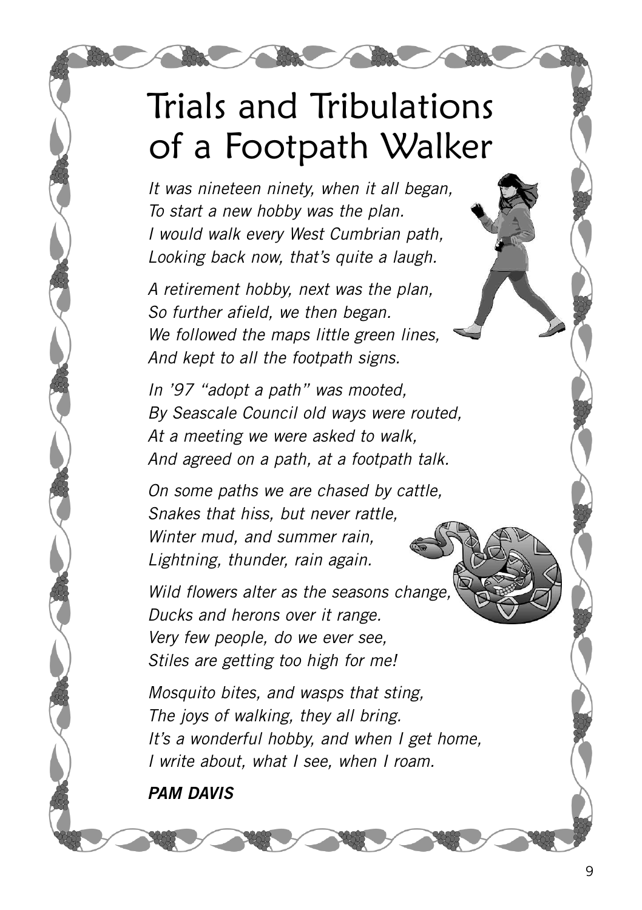# Trials and Tribulations of a Footpath Walker

*It was nineteen ninety, when it all began,*
*To start a new hobby was the plan.*
*I would walk every West Cumbrian path,*
*Looking back now, that's quite a laugh.*

*A retirement hobby, next was the plan,*
*So further afield, we then began.*
*We followed the maps little green lines,*
*And kept to all the footpath signs.*

*In '97 "adopt a path" was mooted,*
*By Seascale Council old ways were routed,*
*At a meeting we were asked to walk,*
*And agreed on a path, at a footpath talk.*

*On some paths we are chased by cattle,*
*Snakes that hiss, but never rattle,*
*Winter mud, and summer rain,*
*Lightning, thunder, rain again.*

*Wild flowers alter as the seasons change,*
*Ducks and herons over it range.*
*Very few people, do we ever see,*
*Stiles are getting too high for me!*

*Mosquito bites, and wasps that sting,*
*The joys of walking, they all bring.*
*It's a wonderful hobby, and when I get home,*
*I write about, what I see, when I roam.*

***PAM DAVIS***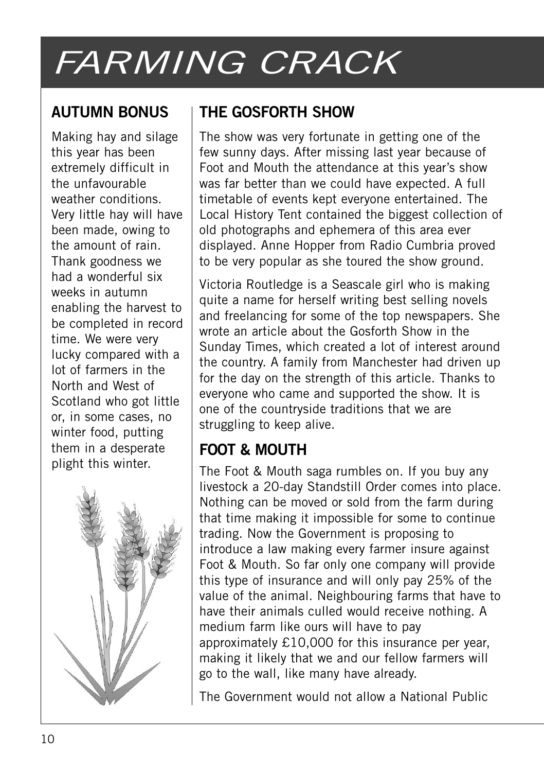# FARMING CRACK

## AUTUMN BONUS

Making hay and silage this year has been extremely difficult in the unfavourable weather conditions. Very little hay will have been made, owing to the amount of rain. Thank goodness we had a wonderful six weeks in autumn enabling the harvest to be completed in record time. We were very lucky compared with a lot of farmers in the North and West of Scotland who got little or, in some cases, no winter food, putting them in a desperate plight this winter.

## THE GOSFORTH SHOW

The show was very fortunate in getting one of the few sunny days. After missing last year because of Foot and Mouth the attendance at this year's show was far better than we could have expected. A full timetable of events kept everyone entertained. The Local History Tent contained the biggest collection of old photographs and ephemera of this area ever displayed. Anne Hopper from Radio Cumbria proved to be very popular as she toured the show ground.

Victoria Routledge is a Seascale girl who is making quite a name for herself writing best selling novels and freelancing for some of the top newspapers. She wrote an article about the Gosforth Show in the Sunday Times, which created a lot of interest around the country. A family from Manchester had driven up for the day on the strength of this article. Thanks to everyone who came and supported the show. It is one of the countryside traditions that we are struggling to keep alive.

## FOOT & MOUTH

The Foot & Mouth saga rumbles on. If you buy any livestock a 20-day Standstill Order comes into place. Nothing can be moved or sold from the farm during that time making it impossible for some to continue trading. Now the Government is proposing to introduce a law making every farmer insure against Foot & Mouth. So far only one company will provide this type of insurance and will only pay 25% of the value of the animal. Neighbouring farms that have to have their animals culled would receive nothing. A medium farm like ours will have to pay approximately £10,000 for this insurance per year, making it likely that we and our fellow farmers will go to the wall, like many have already.

The Government would not allow a National Public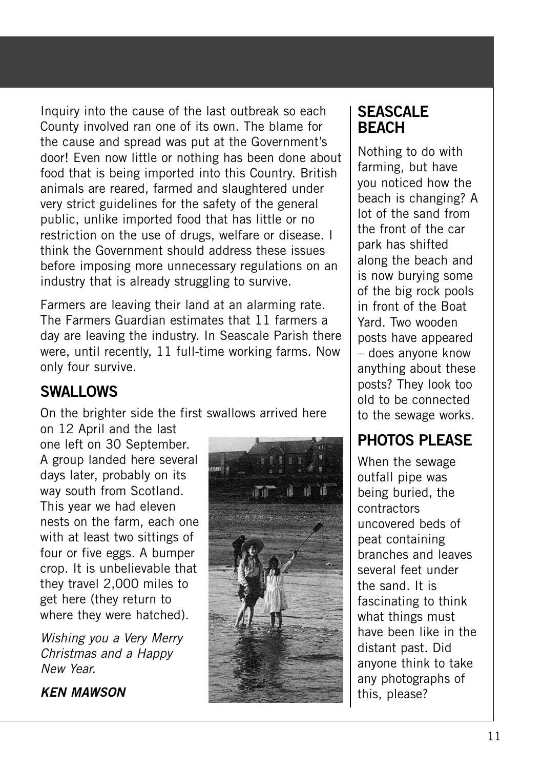Inquiry into the cause of the last outbreak so each County involved ran one of its own. The blame for the cause and spread was put at the Government's door! Even now little or nothing has been done about food that is being imported into this Country. British animals are reared, farmed and slaughtered under very strict guidelines for the safety of the general public, unlike imported food that has little or no restriction on the use of drugs, welfare or disease. I think the Government should address these issues before imposing more unnecessary regulations on an industry that is already struggling to survive.

Farmers are leaving their land at an alarming rate. The Farmers Guardian estimates that 11 farmers a day are leaving the industry. In Seascale Parish there were, until recently, 11 full-time working farms. Now only four survive.

## SWALLOWS

On the brighter side the first swallows arrived here on 12 April and the last one left on 30 September. A group landed here several days later, probably on its way south from Scotland. This year we had eleven nests on the farm, each one with at least two sittings of four or five eggs. A bumper crop. It is unbelievable that they travel 2,000 miles to get here (they return to where they were hatched).

*Wishing you a Very Merry Christmas and a Happy New Year.*

***KEN MAWSON***

## SEASCALE BEACH

Nothing to do with farming, but have you noticed how the beach is changing? A lot of the sand from the front of the car park has shifted along the beach and is now burying some of the big rock pools in front of the Boat Yard. Two wooden posts have appeared – does anyone know anything about these posts? They look too old to be connected to the sewage works.

## PHOTOS PLEASE

When the sewage outfall pipe was being buried, the contractors uncovered beds of peat containing branches and leaves several feet under the sand. It is fascinating to think what things must have been like in the distant past. Did anyone think to take any photographs of this, please?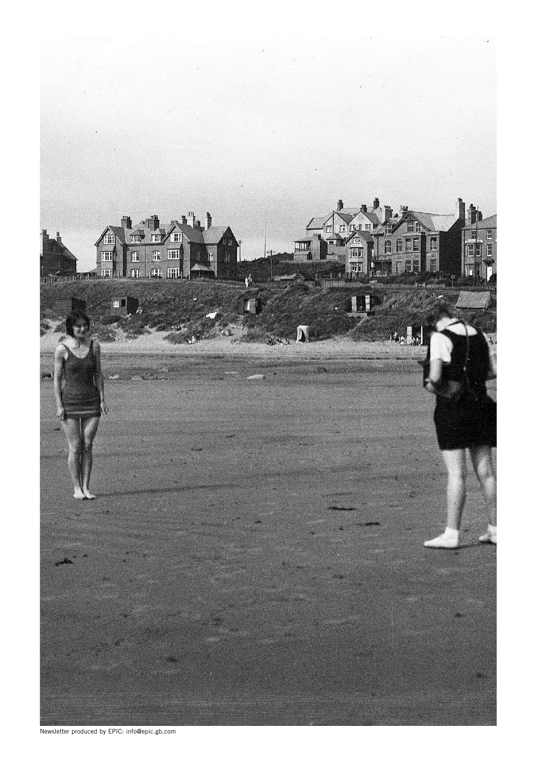Newsletter produced by EPIC: info@epic.gb.com